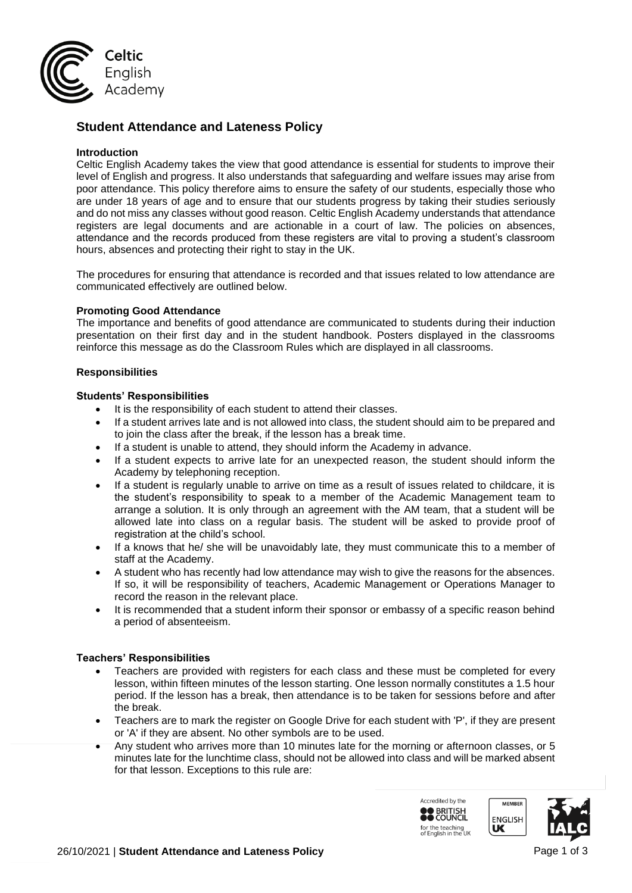# Student Attendance and Lateness Policy

**Introduction**

Celtic English Academy takes the view that good attendance is essential for students to improve their level of English and progress. It also understands that safeguarding and welfare issues may arise from poor attendance. This policy therefore aims to ensure the safety of our students, especially those who are under 18 years of age and to ensure that our students progress by taking their studies seriously and do not miss any classes without good reason. Celtic English Academy understands that attendance registers are legal documents and are actionable in a court of law. The policies on absences, attendance and the records produced from these registers are vital to proving a student's classroom hours, absences and protecting their right to stay in the UK.

The procedures for ensuring that attendance is recorded and that issues related to low attendance are communicated effectively are outlined below.

**Promoting Good Attendance**

The importance and benefits of good attendance are communicated to students during their induction presentation on their first day and in the student handbook. Posters displayed in the classrooms reinforce this message as do the Classroom Rules which are displayed in all classrooms.

**Responsibilities**

**Students' Responsibilities**

- It is the responsibility of each student to attend their classes.
- If a student arrives late and is not allowed into class, the student should aim to be prepared and to join the class after the break, if the lesson has a break time.
- If a student is unable to attend, they should inform the Academy in advance.
- If a student expects to arrive late for an unexpected reason, the student should inform the Academy by telephoning reception.
- If a student is regularly unable to arrive on time as a result of issues related to childcare, it is the student's responsibility to speak to a member of the Academic Management team to arrange a solution. It is only through an agreement with the AM team, that a student will be allowed late into class on a regular basis. The student will be asked to provide proof of registration at the child's school.
- If a knows that he/ she will be unavoidably late, they must communicate this to a member of staff at the Academy.
- A student who has recently had low attendance may wish to give the reasons for the absences. If so, it will be responsibility of teachers, Academic Management or Operations Manager to record the reason in the relevant place.
- It is recommended that a student inform their sponsor or embassy of a specific reason behind a period of absenteeism.

**Teachers' Responsibilities**

- Teachers are provided with registers for each class and these must be completed for every lesson, within fifteen minutes of the lesson starting. One lesson normally constitutes a 1.5 hour period. If the lesson has a break, then attendance is to be taken for sessions before and after the break.
- Teachers are to mark the register on Google Drive for each student with 'P', if they are present or 'A' if they are absent. No other symbols are to be used.
- Any student who arrives more than 10 minutes late for the morning or afternoon classes, or 5 minutes late for the lunchtime class, should not be allowed into class and will be marked absent for that lesson. Exceptions to this rule are: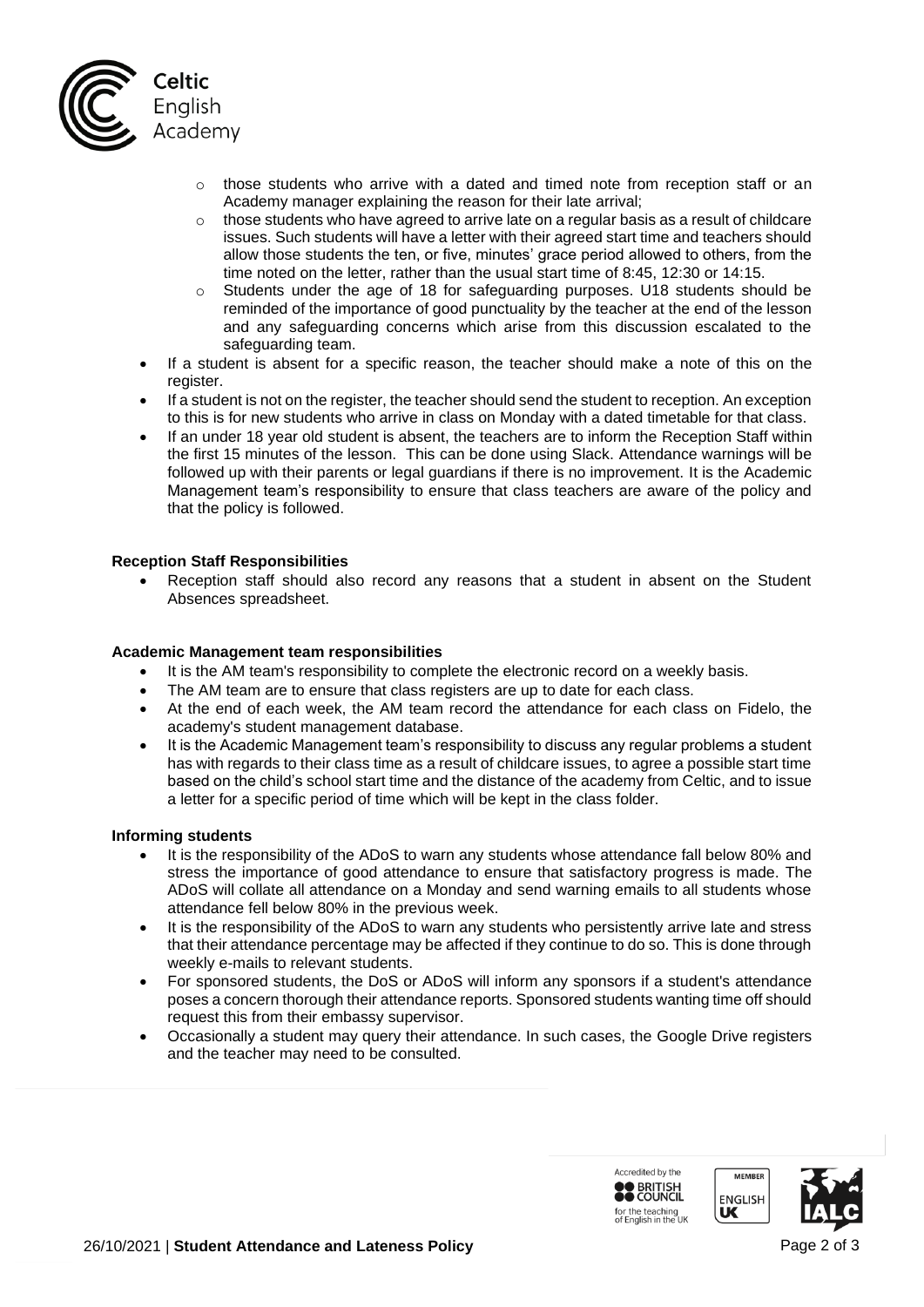- those students who arrive with a dated and timed note from reception staff or an Academy manager explaining the reason for their late arrival;
  - those students who have agreed to arrive late on a regular basis as a result of childcare issues. Such students will have a letter with their agreed start time and teachers should allow those students the ten, or five, minutes' grace period allowed to others, from the time noted on the letter, rather than the usual start time of 8:45, 12:30 or 14:15.
  - Students under the age of 18 for safeguarding purposes. U18 students should be reminded of the importance of good punctuality by the teacher at the end of the lesson and any safeguarding concerns which arise from this discussion escalated to the safeguarding team.
- If a student is absent for a specific reason, the teacher should make a note of this on the register.
- If a student is not on the register, the teacher should send the student to reception. An exception to this is for new students who arrive in class on Monday with a dated timetable for that class.
- If an under 18 year old student is absent, the teachers are to inform the Reception Staff within the first 15 minutes of the lesson. This can be done using Slack. Attendance warnings will be followed up with their parents or legal guardians if there is no improvement. It is the Academic Management team's responsibility to ensure that class teachers are aware of the policy and that the policy is followed.

**Reception Staff Responsibilities**

- Reception staff should also record any reasons that a student in absent on the Student Absences spreadsheet.

**Academic Management team responsibilities**

- It is the AM team's responsibility to complete the electronic record on a weekly basis.
- The AM team are to ensure that class registers are up to date for each class.
- At the end of each week, the AM team record the attendance for each class on Fidelo, the academy's student management database.
- It is the Academic Management team's responsibility to discuss any regular problems a student has with regards to their class time as a result of childcare issues, to agree a possible start time based on the child's school start time and the distance of the academy from Celtic, and to issue a letter for a specific period of time which will be kept in the class folder.

**Informing students**

- It is the responsibility of the ADoS to warn any students whose attendance fall below 80% and stress the importance of good attendance to ensure that satisfactory progress is made. The ADoS will collate all attendance on a Monday and send warning emails to all students whose attendance fell below 80% in the previous week.
- It is the responsibility of the ADoS to warn any students who persistently arrive late and stress that their attendance percentage may be affected if they continue to do so. This is done through weekly e-mails to relevant students.
- For sponsored students, the DoS or ADoS will inform any sponsors if a student's attendance poses a concern thorough their attendance reports. Sponsored students wanting time off should request this from their embassy supervisor.
- Occasionally a student may query their attendance. In such cases, the Google Drive registers and the teacher may need to be consulted.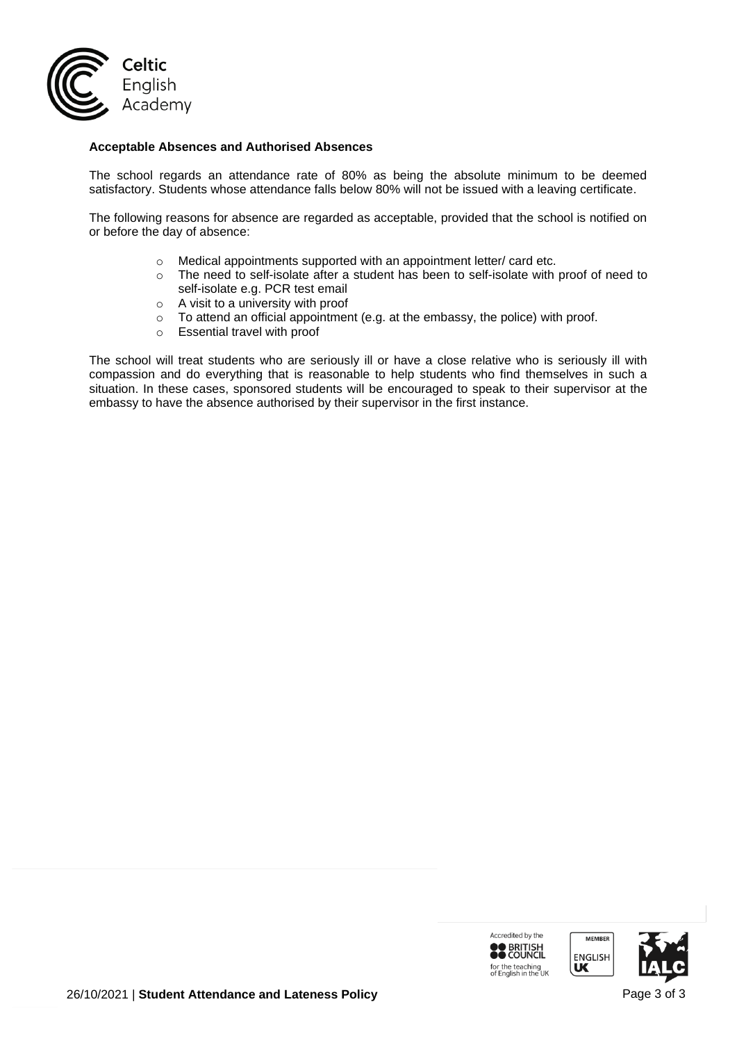**Acceptable Absences and Authorised Absences**

The school regards an attendance rate of 80% as being the absolute minimum to be deemed satisfactory. Students whose attendance falls below 80% will not be issued with a leaving certificate.

The following reasons for absence are regarded as acceptable, provided that the school is notified on or before the day of absence:

- Medical appointments supported with an appointment letter/ card etc.
- The need to self-isolate after a student has been to self-isolate with proof of need to self-isolate e.g. PCR test email
- A visit to a university with proof
- To attend an official appointment (e.g. at the embassy, the police) with proof.
- Essential travel with proof

The school will treat students who are seriously ill or have a close relative who is seriously ill with compassion and do everything that is reasonable to help students who find themselves in such a situation. In these cases, sponsored students will be encouraged to speak to their supervisor at the embassy to have the absence authorised by their supervisor in the first instance.